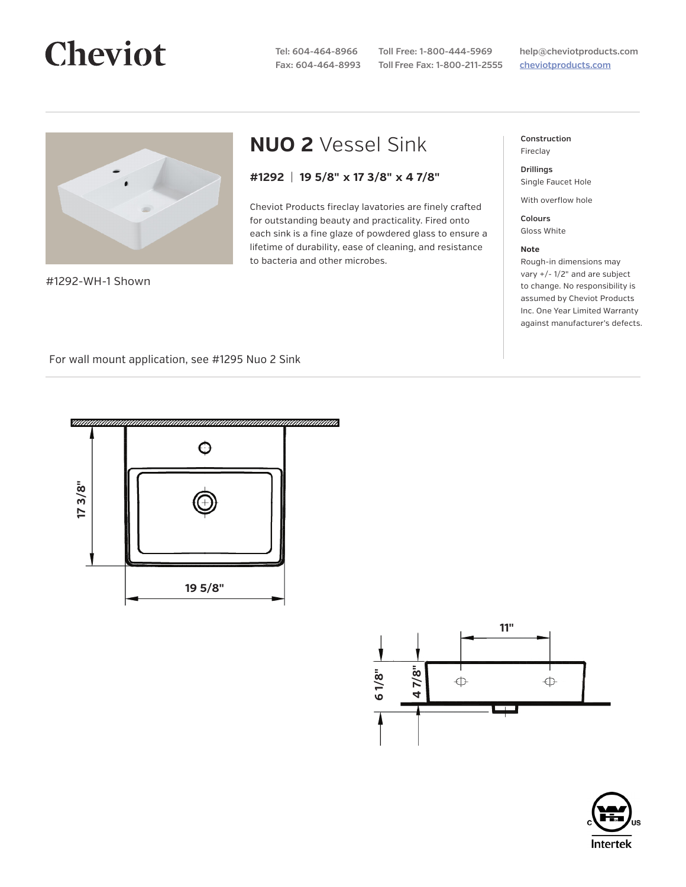# Cheviot

Tel: 604-464-8966
Fax: 604-464-8993

Toll Free: 1-800-444-5969
Toll Free Fax: 1-800-211-2555

help@cheviotproducts.com
cheviotproducts.com

#1292-WH-1 Shown

## **NUO 2** Vessel Sink

### #1292 | 19 5/8" x 17 3/8" x 4 7/8"

Cheviot Products fireclay lavatories are finely crafted for outstanding beauty and practicality. Fired onto each sink is a fine glaze of powdered glass to ensure a lifetime of durability, ease of cleaning, and resistance to bacteria and other microbes.

**Construction**
Fireclay

**Drillings**
Single Faucet Hole

With overflow hole

**Colours**
Gloss White

**Note**
Rough-in dimensions may vary +/- 1/2" and are subject to change. No responsibility is assumed by Cheviot Products Inc. One Year Limited Warranty against manufacturer's defects.

For wall mount application, see #1295 Nuo 2 Sink

17 3/8"

19 5/8"

11"

6 1/8"

4 7/8"

Intertek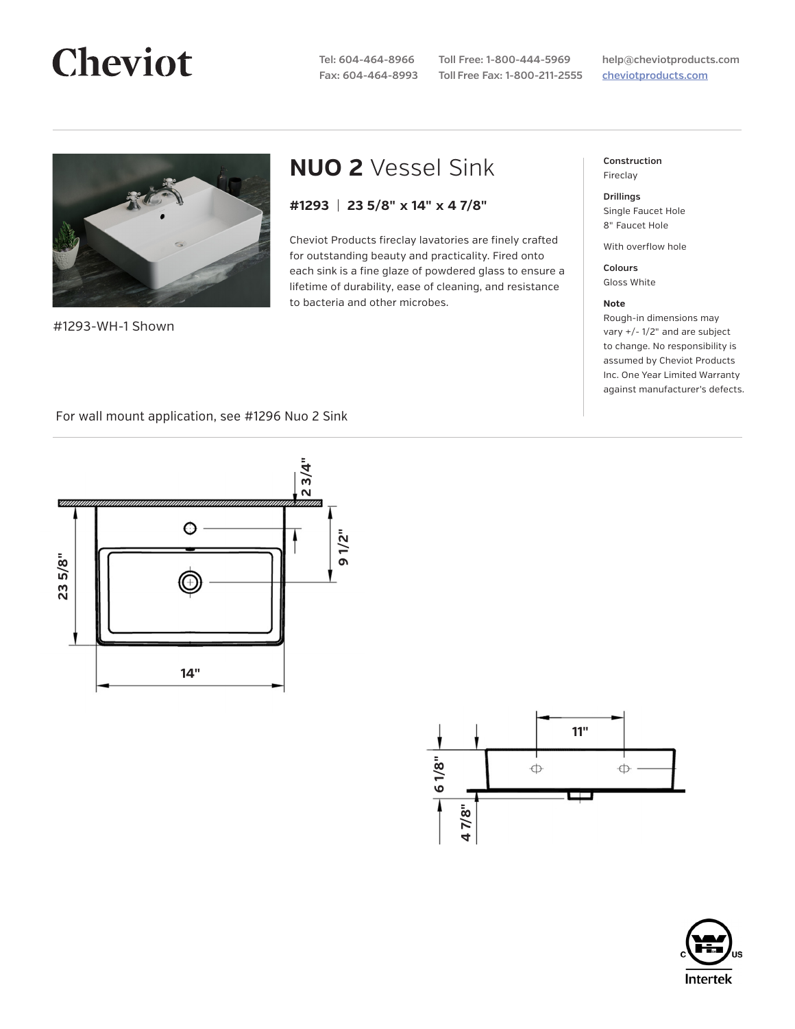Cheviot

Tel: 604-464-8966
Fax: 604-464-8993

Toll Free: 1-800-444-5969
Toll Free Fax: 1-800-211-2555

help@cheviotproducts.com
cheviotproducts.com

#1293-WH-1 Shown

# **NUO 2** Vessel Sink

### #1293 | 23 5/8" x 14" x 4 7/8"

Cheviot Products fireclay lavatories are finely crafted for outstanding beauty and practicality. Fired onto each sink is a fine glaze of powdered glass to ensure a lifetime of durability, ease of cleaning, and resistance to bacteria and other microbes.

**Construction**
Fireclay

**Drillings**
Single Faucet Hole
8" Faucet Hole

With overflow hole

**Colours**
Gloss White

**Note**
Rough-in dimensions may vary +/- 1/2" and are subject to change. No responsibility is assumed by Cheviot Products Inc. One Year Limited Warranty against manufacturer's defects.

For wall mount application, see #1296 Nuo 2 Sink

2 3/4"
9 1/2"
23 5/8"
14"

11"
6 1/8"
4 7/8"

Intertek